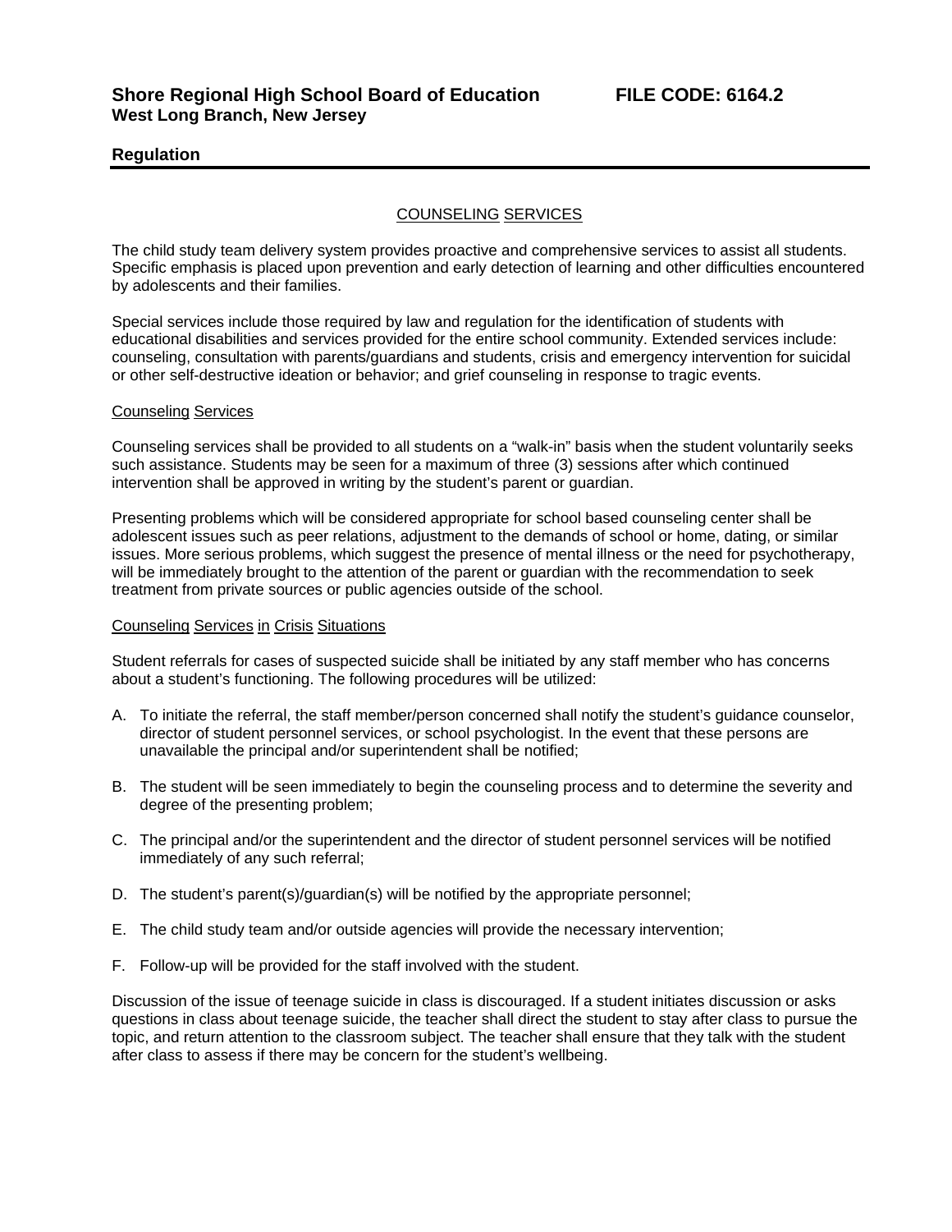**Shore Regional High School Board of Education** **FILE CODE: 6164.2**
**West Long Branch, New Jersey**

**Regulation**

## COUNSELING SERVICES

The child study team delivery system provides proactive and comprehensive services to assist all students. Specific emphasis is placed upon prevention and early detection of learning and other difficulties encountered by adolescents and their families.

Special services include those required by law and regulation for the identification of students with educational disabilities and services provided for the entire school community. Extended services include: counseling, consultation with parents/guardians and students, crisis and emergency intervention for suicidal or other self-destructive ideation or behavior; and grief counseling in response to tragic events.

### Counseling Services

Counseling services shall be provided to all students on a "walk-in" basis when the student voluntarily seeks such assistance. Students may be seen for a maximum of three (3) sessions after which continued intervention shall be approved in writing by the student's parent or guardian.

Presenting problems which will be considered appropriate for school based counseling center shall be adolescent issues such as peer relations, adjustment to the demands of school or home, dating, or similar issues. More serious problems, which suggest the presence of mental illness or the need for psychotherapy, will be immediately brought to the attention of the parent or guardian with the recommendation to seek treatment from private sources or public agencies outside of the school.

### Counseling Services in Crisis Situations

Student referrals for cases of suspected suicide shall be initiated by any staff member who has concerns about a student's functioning. The following procedures will be utilized:

A. To initiate the referral, the staff member/person concerned shall notify the student's guidance counselor, director of student personnel services, or school psychologist. In the event that these persons are unavailable the principal and/or superintendent shall be notified;

B. The student will be seen immediately to begin the counseling process and to determine the severity and degree of the presenting problem;

C. The principal and/or the superintendent and the director of student personnel services will be notified immediately of any such referral;

D. The student's parent(s)/guardian(s) will be notified by the appropriate personnel;

E. The child study team and/or outside agencies will provide the necessary intervention;

F. Follow-up will be provided for the staff involved with the student.

Discussion of the issue of teenage suicide in class is discouraged. If a student initiates discussion or asks questions in class about teenage suicide, the teacher shall direct the student to stay after class to pursue the topic, and return attention to the classroom subject. The teacher shall ensure that they talk with the student after class to assess if there may be concern for the student's wellbeing.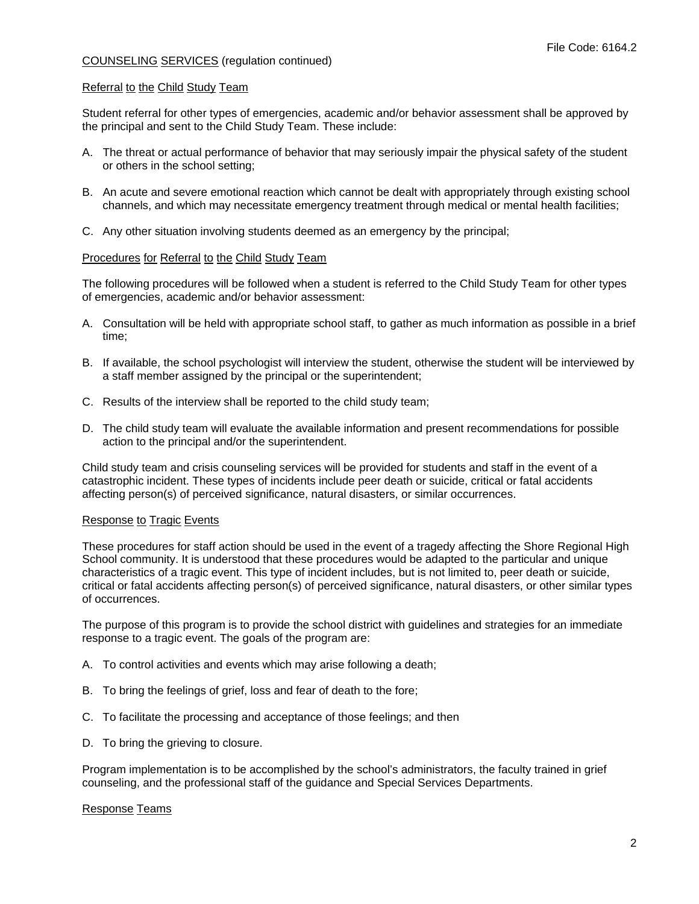COUNSELING SERVICES (regulation continued)

## Referral to the Child Study Team

Student referral for other types of emergencies, academic and/or behavior assessment shall be approved by the principal and sent to the Child Study Team. These include:

A. The threat or actual performance of behavior that may seriously impair the physical safety of the student or others in the school setting;

B. An acute and severe emotional reaction which cannot be dealt with appropriately through existing school channels, and which may necessitate emergency treatment through medical or mental health facilities;

C. Any other situation involving students deemed as an emergency by the principal;

## Procedures for Referral to the Child Study Team

The following procedures will be followed when a student is referred to the Child Study Team for other types of emergencies, academic and/or behavior assessment:

A. Consultation will be held with appropriate school staff, to gather as much information as possible in a brief time;

B. If available, the school psychologist will interview the student, otherwise the student will be interviewed by a staff member assigned by the principal or the superintendent;

C. Results of the interview shall be reported to the child study team;

D. The child study team will evaluate the available information and present recommendations for possible action to the principal and/or the superintendent.

Child study team and crisis counseling services will be provided for students and staff in the event of a catastrophic incident. These types of incidents include peer death or suicide, critical or fatal accidents affecting person(s) of perceived significance, natural disasters, or similar occurrences.

## Response to Tragic Events

These procedures for staff action should be used in the event of a tragedy affecting the Shore Regional High School community. It is understood that these procedures would be adapted to the particular and unique characteristics of a tragic event. This type of incident includes, but is not limited to, peer death or suicide, critical or fatal accidents affecting person(s) of perceived significance, natural disasters, or other similar types of occurrences.

The purpose of this program is to provide the school district with guidelines and strategies for an immediate response to a tragic event. The goals of the program are:

A. To control activities and events which may arise following a death;

B. To bring the feelings of grief, loss and fear of death to the fore;

C. To facilitate the processing and acceptance of those feelings; and then

D. To bring the grieving to closure.

Program implementation is to be accomplished by the school's administrators, the faculty trained in grief counseling, and the professional staff of the guidance and Special Services Departments.

## Response Teams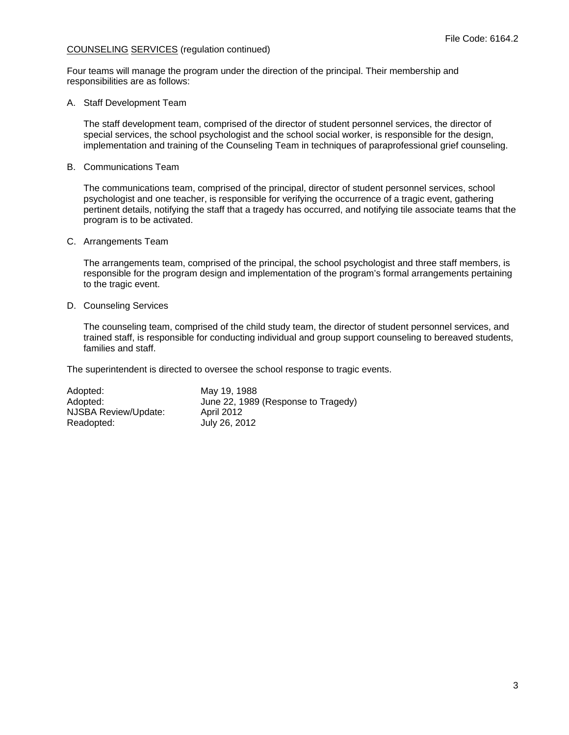COUNSELING SERVICES (regulation continued)

Four teams will manage the program under the direction of the principal. Their membership and responsibilities are as follows:

A. Staff Development Team

The staff development team, comprised of the director of student personnel services, the director of special services, the school psychologist and the school social worker, is responsible for the design, implementation and training of the Counseling Team in techniques of paraprofessional grief counseling.

B. Communications Team

The communications team, comprised of the principal, director of student personnel services, school psychologist and one teacher, is responsible for verifying the occurrence of a tragic event, gathering pertinent details, notifying the staff that a tragedy has occurred, and notifying tile associate teams that the program is to be activated.

C. Arrangements Team

The arrangements team, comprised of the principal, the school psychologist and three staff members, is responsible for the program design and implementation of the program's formal arrangements pertaining to the tragic event.

D. Counseling Services

The counseling team, comprised of the child study team, the director of student personnel services, and trained staff, is responsible for conducting individual and group support counseling to bereaved students, families and staff.

The superintendent is directed to oversee the school response to tragic events.

| | |
|---|---|
| Adopted: | May 19, 1988 |
| Adopted: | June 22, 1989 (Response to Tragedy) |
| NJSBA Review/Update: | April 2012 |
| Readopted: | July 26, 2012 |